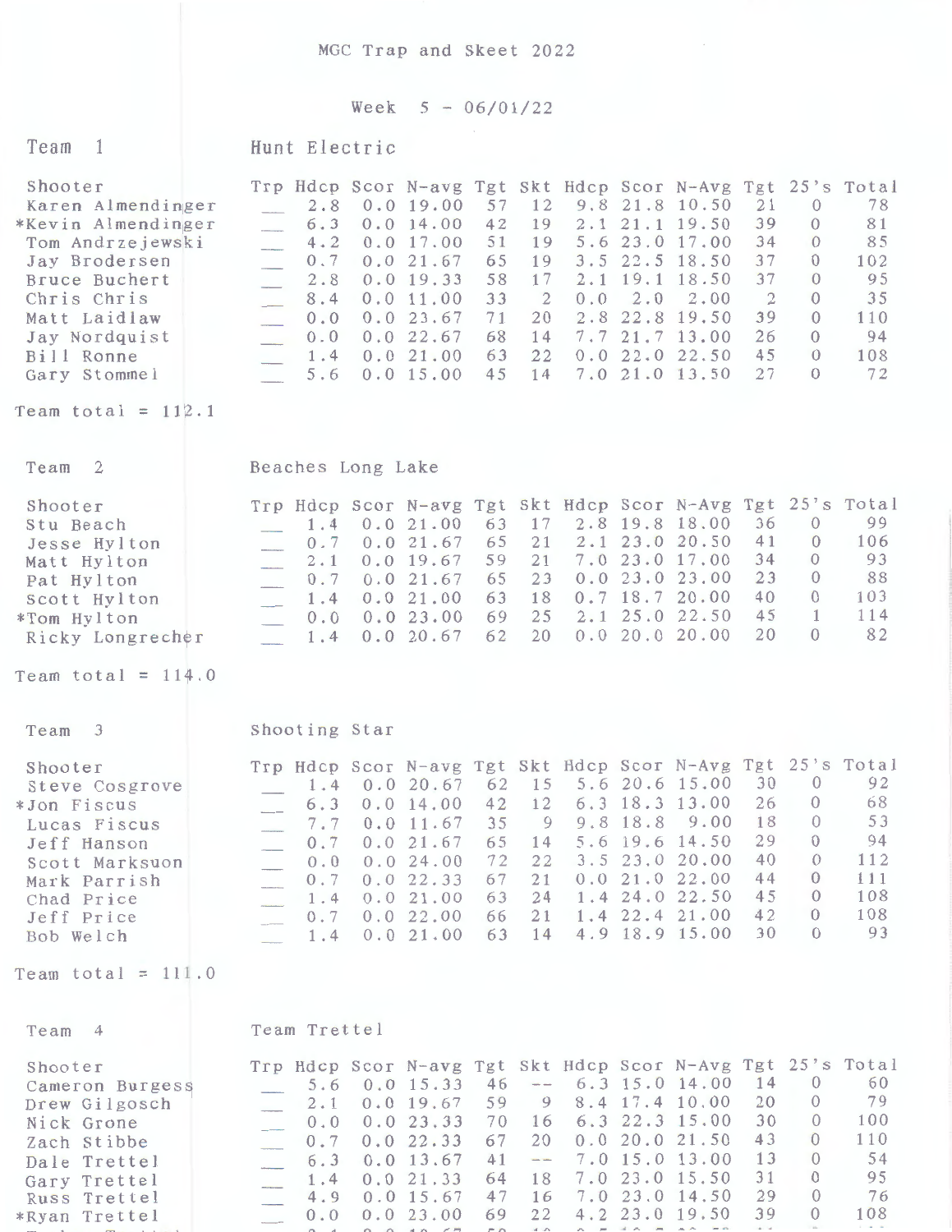MGC Trap and Skeet 2022

Week 5 - 06/01/22

## Team 1 — Hunt Electric

| Shooter | Trp | Hdcp | Scor | N-avg | Tgt | Skt | Hdcp | Scor | N-Avg | Tgt | 25's | Total |
|---|---|---|---|---|---|---|---|---|---|---|---|---|
| Karen Almendinger | ___ | 2.8 | 0.0 | 19.00 | 57 | 12 | 9.8 | 21.8 | 10.50 | 21 | 0 | 78 |
| *Kevin Almendinger | ___ | 6.3 | 0.0 | 14.00 | 42 | 19 | 2.1 | 21.1 | 19.50 | 39 | 0 | 81 |
| Tom Andrzejewski | ___ | 4.2 | 0.0 | 17.00 | 51 | 19 | 5.6 | 23.0 | 17.00 | 34 | 0 | 85 |
| Jay Brodersen | ___ | 0.7 | 0.0 | 21.67 | 65 | 19 | 3.5 | 22.5 | 18.50 | 37 | 0 | 102 |
| Bruce Buchert | ___ | 2.8 | 0.0 | 19.33 | 58 | 17 | 2.1 | 19.1 | 18.50 | 37 | 0 | 95 |
| Chris Chris | ___ | 8.4 | 0.0 | 11.00 | 33 | 2 | 0.0 | 2.0 | 2.00 | 2 | 0 | 35 |
| Matt Laidlaw | ___ | 0.0 | 0.0 | 23.67 | 71 | 20 | 2.8 | 22.8 | 19.50 | 39 | 0 | 110 |
| Jay Nordquist | ___ | 0.0 | 0.0 | 22.67 | 68 | 14 | 7.7 | 21.7 | 13.00 | 26 | 0 | 94 |
| Bill Ronne | ___ | 1.4 | 0.0 | 21.00 | 63 | 22 | 0.0 | 22.0 | 22.50 | 45 | 0 | 108 |
| Gary Stommel | ___ | 5.6 | 0.0 | 15.00 | 45 | 14 | 7.0 | 21.0 | 13.50 | 27 | 0 | 72 |

Team total = 112.1

## Team 2 — Beaches Long Lake

| Shooter | Trp | Hdcp | Scor | N-avg | Tgt | Skt | Hdcp | Scor | N-Avg | Tgt | 25's | Total |
|---|---|---|---|---|---|---|---|---|---|---|---|---|
| Stu Beach | ___ | 1.4 | 0.0 | 21.00 | 63 | 17 | 2.8 | 19.8 | 18.00 | 36 | 0 | 99 |
| Jesse Hylton | ___ | 0.7 | 0.0 | 21.67 | 65 | 21 | 2.1 | 23.0 | 20.50 | 41 | 0 | 106 |
| Matt Hylton | ___ | 2.1 | 0.0 | 19.67 | 59 | 21 | 7.0 | 23.0 | 17.00 | 34 | 0 | 93 |
| Pat Hylton | ___ | 0.7 | 0.0 | 21.67 | 65 | 23 | 0.0 | 23.0 | 23.00 | 23 | 0 | 88 |
| Scott Hylton | ___ | 1.4 | 0.0 | 21.00 | 63 | 18 | 0.7 | 18.7 | 20.00 | 40 | 0 | 103 |
| *Tom Hylton | ___ | 0.0 | 0.0 | 23.00 | 69 | 25 | 2.1 | 25.0 | 22.50 | 45 | 1 | 114 |
| Ricky Longrecher | ___ | 1.4 | 0.0 | 20.67 | 62 | 20 | 0.0 | 20.0 | 20.00 | 20 | 0 | 82 |

Team total = 114.0

## Team 3 — Shooting Star

| Shooter | Trp | Hdcp | Scor | N-avg | Tgt | Skt | Hdcp | Scor | N-Avg | Tgt | 25's | Total |
|---|---|---|---|---|---|---|---|---|---|---|---|---|
| Steve Cosgrove | ___ | 1.4 | 0.0 | 20.67 | 62 | 15 | 5.6 | 20.6 | 15.00 | 30 | 0 | 92 |
| *Jon Fiscus | ___ | 6.3 | 0.0 | 14.00 | 42 | 12 | 6.3 | 18.3 | 13.00 | 26 | 0 | 68 |
| Lucas Fiscus | ___ | 7.7 | 0.0 | 11.67 | 35 | 9 | 9.8 | 18.8 | 9.00 | 18 | 0 | 53 |
| Jeff Hanson | ___ | 0.7 | 0.0 | 21.67 | 65 | 14 | 5.6 | 19.6 | 14.50 | 29 | 0 | 94 |
| Scott Marksuon | ___ | 0.0 | 0.0 | 24.00 | 72 | 22 | 3.5 | 23.0 | 20.00 | 40 | 0 | 112 |
| Mark Parrish | ___ | 0.7 | 0.0 | 22.33 | 67 | 21 | 0.0 | 21.0 | 22.00 | 44 | 0 | 111 |
| Chad Price | ___ | 1.4 | 0.0 | 21.00 | 63 | 24 | 1.4 | 24.0 | 22.50 | 45 | 0 | 108 |
| Jeff Price | ___ | 0.7 | 0.0 | 22.00 | 66 | 21 | 1.4 | 22.4 | 21.00 | 42 | 0 | 108 |
| Bob Welch | ___ | 1.4 | 0.0 | 21.00 | 63 | 14 | 4.9 | 18.9 | 15.00 | 30 | 0 | 93 |

Team total = 111.0

## Team 4 — Team Trettel

| Shooter | Trp | Hdcp | Scor | N-avg | Tgt | Skt | Hdcp | Scor | N-Avg | Tgt | 25's | Total |
|---|---|---|---|---|---|---|---|---|---|---|---|---|
| Cameron Burgess | ___ | 5.6 | 0.0 | 15.33 | 46 | -- | 6.3 | 15.0 | 14.00 | 14 | 0 | 60 |
| Drew Gilgosch | ___ | 2.1 | 0.0 | 19.67 | 59 | 9 | 8.4 | 17.4 | 10.00 | 20 | 0 | 79 |
| Nick Grone | ___ | 0.0 | 0.0 | 23.33 | 70 | 16 | 6.3 | 22.3 | 15.00 | 30 | 0 | 100 |
| Zach Stibbe | ___ | 0.7 | 0.0 | 22.33 | 67 | 20 | 0.0 | 20.0 | 21.50 | 43 | 0 | 110 |
| Dale Trettel | ___ | 6.3 | 0.0 | 13.67 | 41 | -- | 7.0 | 15.0 | 13.00 | 13 | 0 | 54 |
| Gary Trettel | ___ | 1.4 | 0.0 | 21.33 | 64 | 18 | 7.0 | 23.0 | 15.50 | 31 | 0 | 95 |
| Russ Trettel | ___ | 4.9 | 0.0 | 15.67 | 47 | 16 | 7.0 | 23.0 | 14.50 | 29 | 0 | 76 |
| *Ryan Trettel | ___ | 0.0 | 0.0 | 23.00 | 69 | 22 | 4.2 | 23.0 | 19.50 | 39 | 0 | 108 |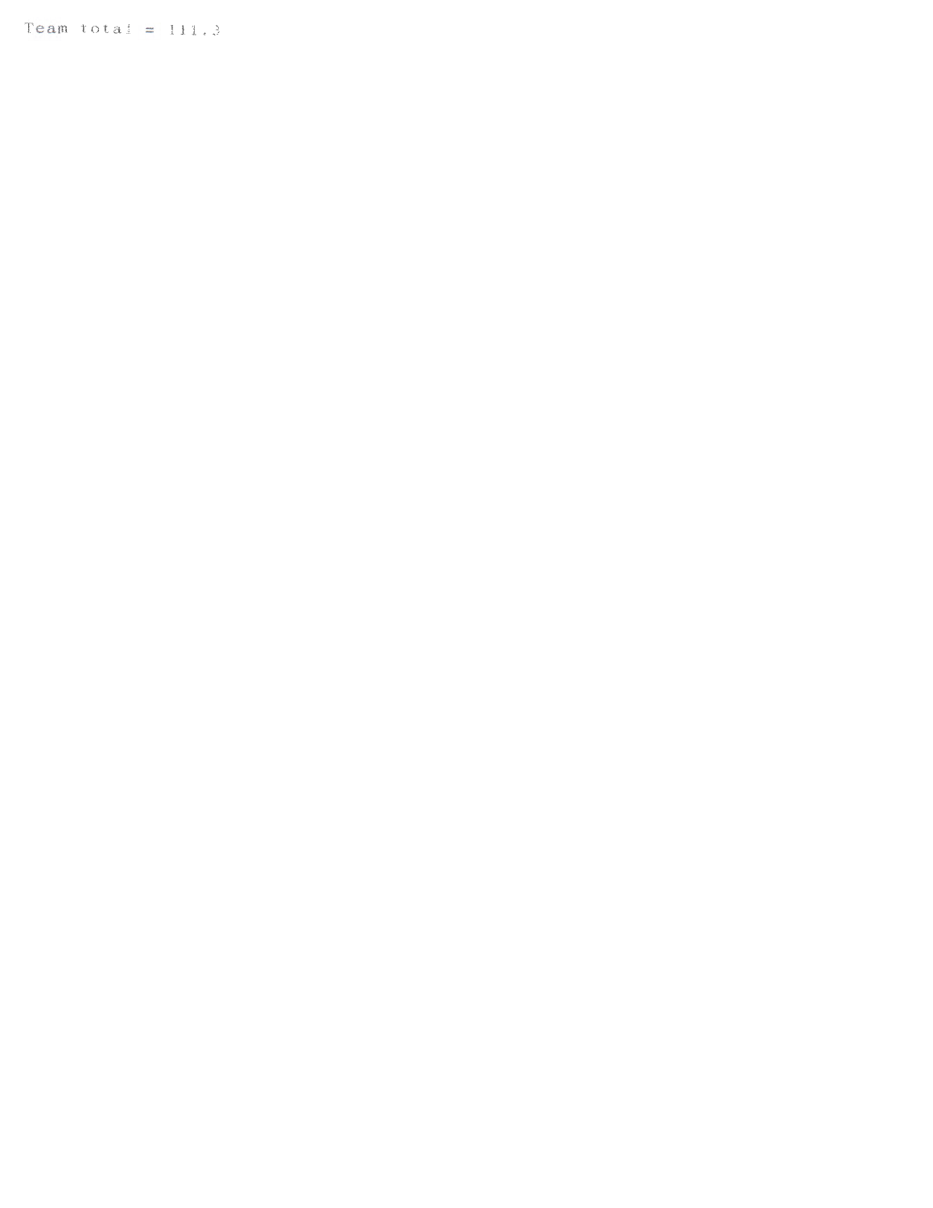Team total = 111.3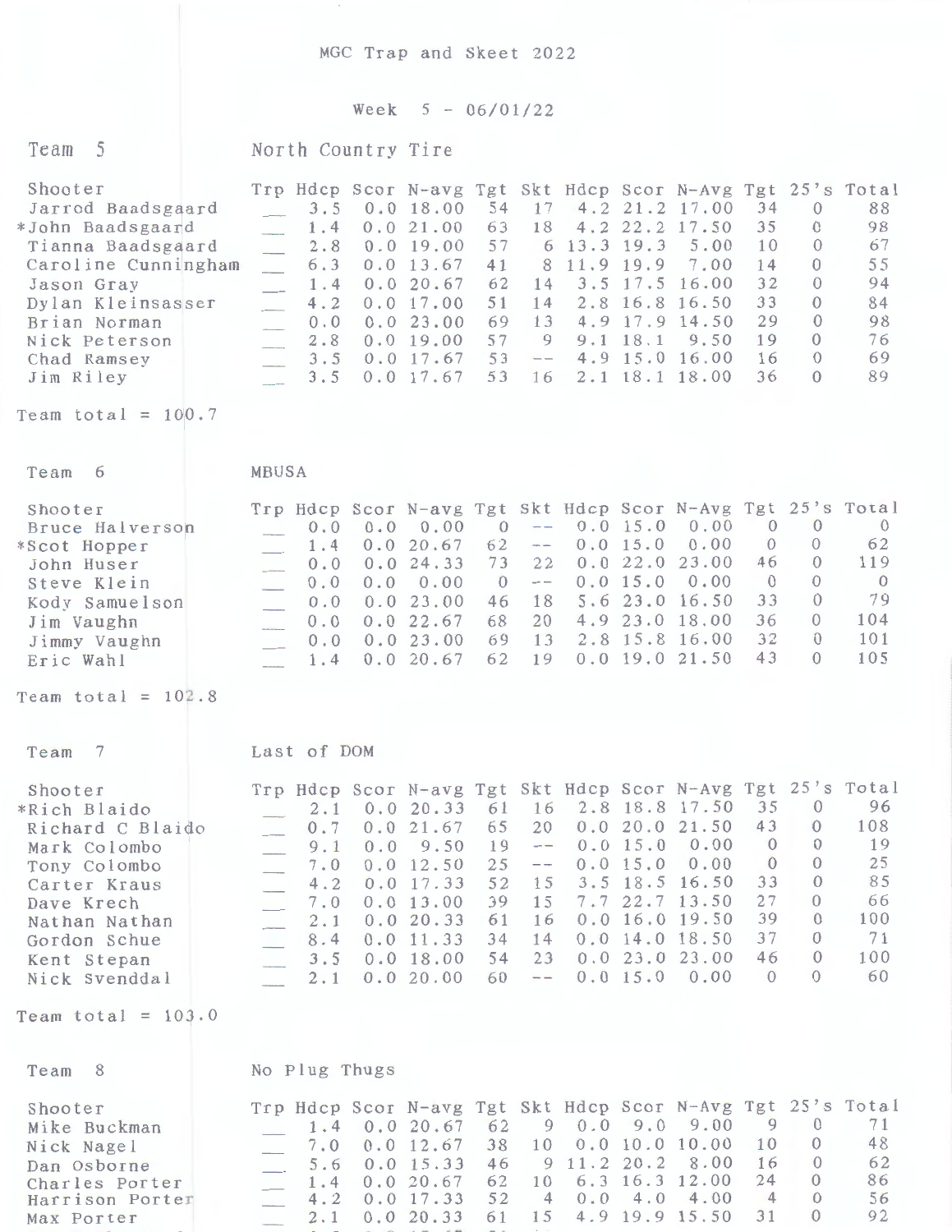MGC Trap and Skeet 2022

Week 5 - 06/01/22

Team 5 North Country Tire

| Shooter | Trp | Hdcp | Scor | N-avg | Tgt | Skt | Hdcp | Scor | N-Avg | Tgt | 25's | Total |
|---|---|---|---|---|---|---|---|---|---|---|---|---|
| Jarrod Baadsgaard | ___ | 3.5 | 0.0 | 18.00 | 54 | 17 | 4.2 | 21.2 | 17.00 | 34 | 0 | 88 |
| *John Baadsgaard | ___ | 1.4 | 0.0 | 21.00 | 63 | 18 | 4.2 | 22.2 | 17.50 | 35 | 0 | 98 |
| Tianna Baadsgaard | ___ | 2.8 | 0.0 | 19.00 | 57 | 6 | 13.3 | 19.3 | 5.00 | 10 | 0 | 67 |
| Caroline Cunningham | ___ | 6.3 | 0.0 | 13.67 | 41 | 8 | 11.9 | 19.9 | 7.00 | 14 | 0 | 55 |
| Jason Gray | ___ | 1.4 | 0.0 | 20.67 | 62 | 14 | 3.5 | 17.5 | 16.00 | 32 | 0 | 94 |
| Dylan Kleinsasser | ___ | 4.2 | 0.0 | 17.00 | 51 | 14 | 2.8 | 16.8 | 16.50 | 33 | 0 | 84 |
| Brian Norman | ___ | 0.0 | 0.0 | 23.00 | 69 | 13 | 4.9 | 17.9 | 14.50 | 29 | 0 | 98 |
| Nick Peterson | ___ | 2.8 | 0.0 | 19.00 | 57 | 9 | 9.1 | 18.1 | 9.50 | 19 | 0 | 76 |
| Chad Ramsey | ___ | 3.5 | 0.0 | 17.67 | 53 | -- | 4.9 | 15.0 | 16.00 | 16 | 0 | 69 |
| Jim Riley | ___ | 3.5 | 0.0 | 17.67 | 53 | 16 | 2.1 | 18.1 | 18.00 | 36 | 0 | 89 |

Team total = 100.7

Team 6 MBUSA

| Shooter | Trp | Hdcp | Scor | N-avg | Tgt | Skt | Hdcp | Scor | N-Avg | Tgt | 25's | Total |
|---|---|---|---|---|---|---|---|---|---|---|---|---|
| Bruce Halverson | ___ | 0.0 | 0.0 | 0.00 | 0 | -- | 0.0 | 15.0 | 0.00 | 0 | 0 | 0 |
| *Scot Hopper | ___ | 1.4 | 0.0 | 20.67 | 62 | -- | 0.0 | 15.0 | 0.00 | 0 | 0 | 62 |
| John Huser | ___ | 0.0 | 0.0 | 24.33 | 73 | 22 | 0.0 | 22.0 | 23.00 | 46 | 0 | 119 |
| Steve Klein | ___ | 0.0 | 0.0 | 0.00 | 0 | -- | 0.0 | 15.0 | 0.00 | 0 | 0 | 0 |
| Kody Samuelson | ___ | 0.0 | 0.0 | 23.00 | 46 | 18 | 5.6 | 23.0 | 16.50 | 33 | 0 | 79 |
| Jim Vaughn | ___ | 0.0 | 0.0 | 22.67 | 68 | 20 | 4.9 | 23.0 | 18.00 | 36 | 0 | 104 |
| Jimmy Vaughn | ___ | 0.0 | 0.0 | 23.00 | 69 | 13 | 2.8 | 15.8 | 16.00 | 32 | 0 | 101 |
| Eric Wahl | ___ | 1.4 | 0.0 | 20.67 | 62 | 19 | 0.0 | 19.0 | 21.50 | 43 | 0 | 105 |

Team total = 102.8

Team 7 Last of DOM

| Shooter | Trp | Hdcp | Scor | N-avg | Tgt | Skt | Hdcp | Scor | N-Avg | Tgt | 25's | Total |
|---|---|---|---|---|---|---|---|---|---|---|---|---|
| *Rich Blaido | ___ | 2.1 | 0.0 | 20.33 | 61 | 16 | 2.8 | 18.8 | 17.50 | 35 | 0 | 96 |
| Richard C Blaido | ___ | 0.7 | 0.0 | 21.67 | 65 | 20 | 0.0 | 20.0 | 21.50 | 43 | 0 | 108 |
| Mark Colombo | ___ | 9.1 | 0.0 | 9.50 | 19 | -- | 0.0 | 15.0 | 0.00 | 0 | 0 | 19 |
| Tony Colombo | ___ | 7.0 | 0.0 | 12.50 | 25 | -- | 0.0 | 15.0 | 0.00 | 0 | 0 | 25 |
| Carter Kraus | ___ | 4.2 | 0.0 | 17.33 | 52 | 15 | 3.5 | 18.5 | 16.50 | 33 | 0 | 85 |
| Dave Krech | ___ | 7.0 | 0.0 | 13.00 | 39 | 15 | 7.7 | 22.7 | 13.50 | 27 | 0 | 66 |
| Nathan Nathan | ___ | 2.1 | 0.0 | 20.33 | 61 | 16 | 0.0 | 16.0 | 19.50 | 39 | 0 | 100 |
| Gordon Schue | ___ | 8.4 | 0.0 | 11.33 | 34 | 14 | 0.0 | 14.0 | 18.50 | 37 | 0 | 71 |
| Kent Stepan | ___ | 3.5 | 0.0 | 18.00 | 54 | 23 | 0.0 | 23.0 | 23.00 | 46 | 0 | 100 |
| Nick Svenddal | ___ | 2.1 | 0.0 | 20.00 | 60 | -- | 0.0 | 15.0 | 0.00 | 0 | 0 | 60 |

Team total = 103.0

Team 8 No Plug Thugs

| Shooter | Trp | Hdcp | Scor | N-avg | Tgt | Skt | Hdcp | Scor | N-Avg | Tgt | 25's | Total |
|---|---|---|---|---|---|---|---|---|---|---|---|---|
| Mike Buckman | ___ | 1.4 | 0.0 | 20.67 | 62 | 9 | 0.0 | 9.0 | 9.00 | 9 | 0 | 71 |
| Nick Nagel | ___ | 7.0 | 0.0 | 12.67 | 38 | 10 | 0.0 | 10.0 | 10.00 | 10 | 0 | 48 |
| Dan Osborne | ___ | 5.6 | 0.0 | 15.33 | 46 | 9 | 11.2 | 20.2 | 8.00 | 16 | 0 | 62 |
| Charles Porter | ___ | 1.4 | 0.0 | 20.67 | 62 | 10 | 6.3 | 16.3 | 12.00 | 24 | 0 | 86 |
| Harrison Porter | ___ | 4.2 | 0.0 | 17.33 | 52 | 4 | 0.0 | 4.0 | 4.00 | 4 | 0 | 56 |
| Max Porter | ___ | 2.1 | 0.0 | 20.33 | 61 | 15 | 4.9 | 19.9 | 15.50 | 31 | 0 | 92 |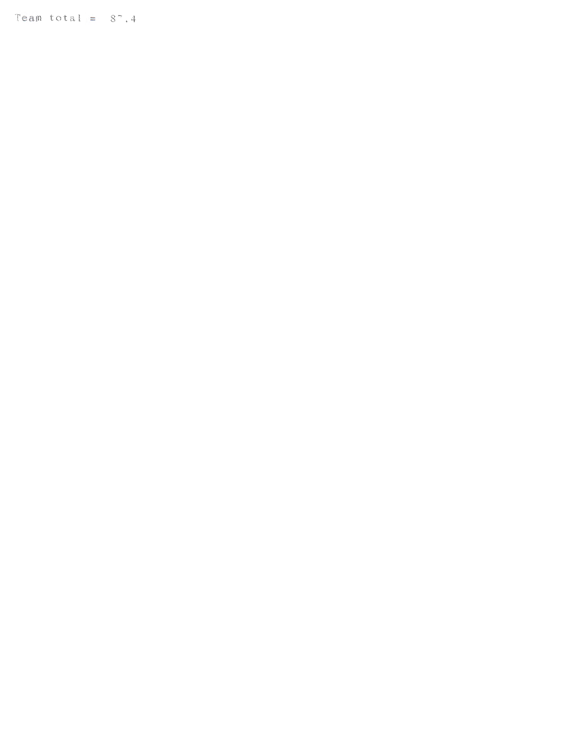Team total = 8⁻.4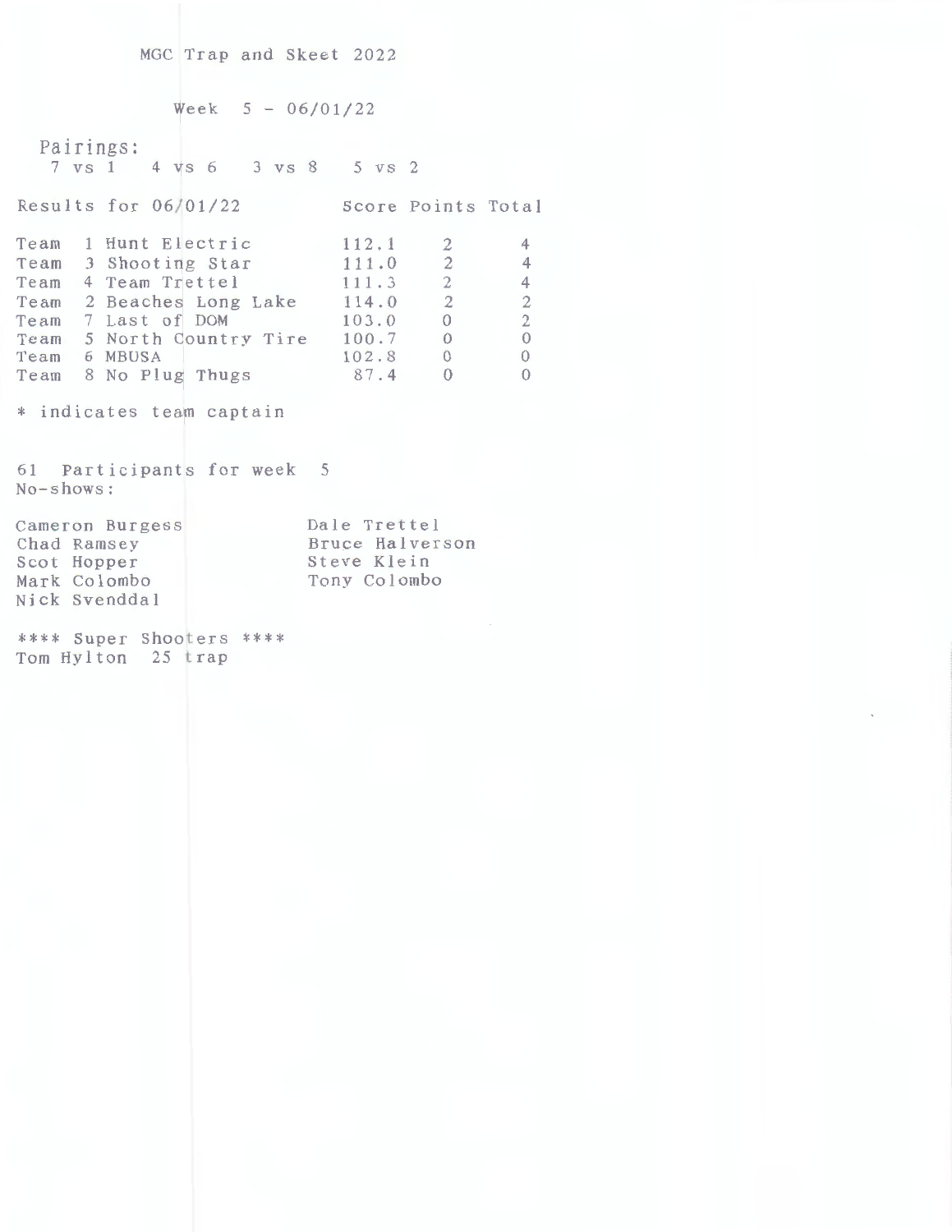# MGC Trap and Skeet 2022

## Week 5 - 06/01/22

Pairings:
7 vs 1   4 vs 6   3 vs 8   5 vs 2

| Results for 06/01/22 | Score | Points | Total |
|---|---|---|---|
| Team 1 Hunt Electric | 112.1 | 2 | 4 |
| Team 3 Shooting Star | 111.0 | 2 | 4 |
| Team 4 Team Trettel | 111.3 | 2 | 4 |
| Team 2 Beaches Long Lake | 114.0 | 2 | 2 |
| Team 7 Last of DOM | 103.0 | 0 | 2 |
| Team 5 North Country Tire | 100.7 | 0 | 0 |
| Team 6 MBUSA | 102.8 | 0 | 0 |
| Team 8 No Plug Thugs | 87.4 | 0 | 0 |

* indicates team captain

61 Participants for week 5

No-shows:

Cameron Burgess
Chad Ramsey
Scot Hopper
Mark Colombo
Nick Svenddal
Dale Trettel
Bruce Halverson
Steve Klein
Tony Colombo

**** Super Shooters ****

Tom Hylton 25 trap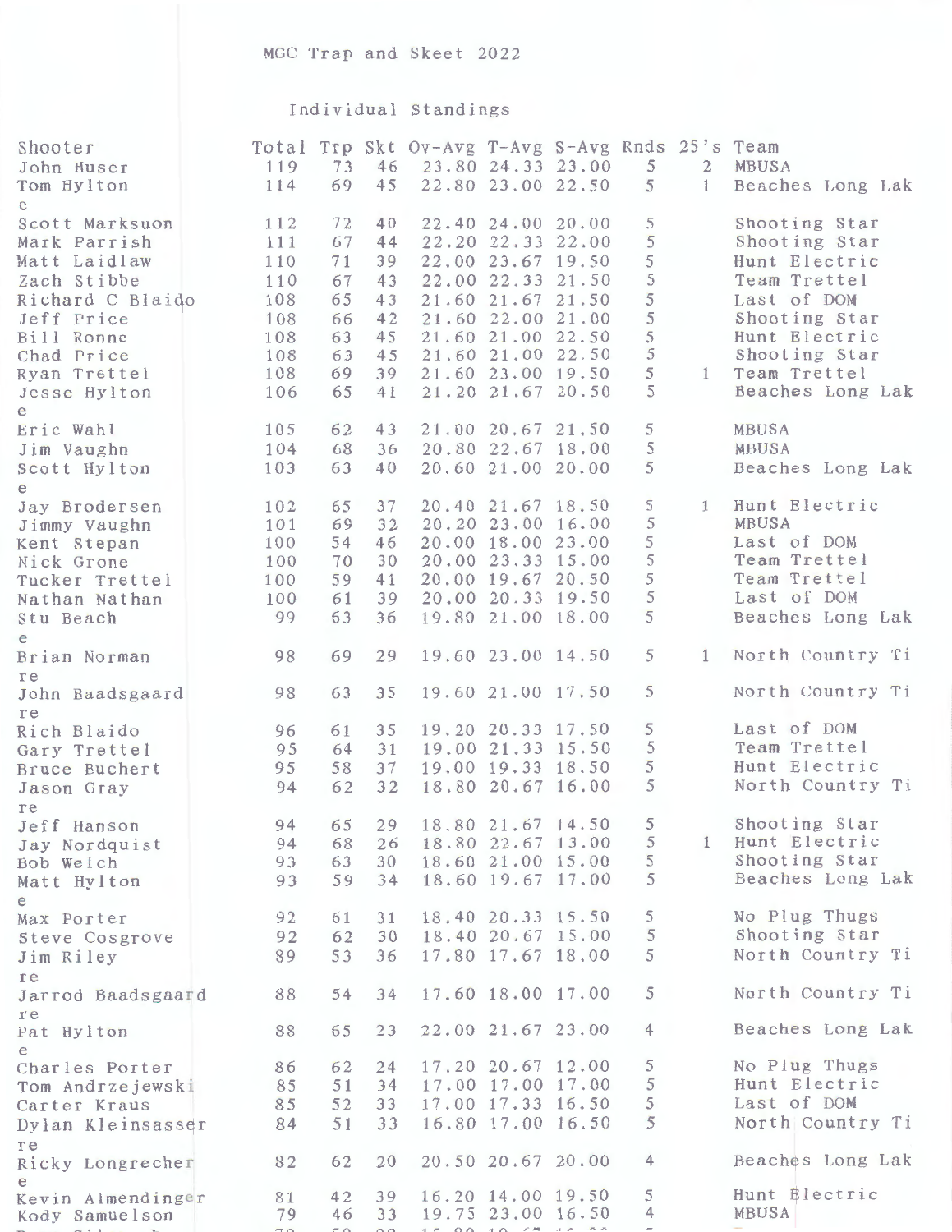MGC Trap and Skeet 2022

Individual Standings

| Shooter | Total | Trp | Skt | Ov-Avg | T-Avg | S-Avg | Rnds | 25's | Team |
|---|---|---|---|---|---|---|---|---|---|
| John Huser | 119 | 73 | 46 | 23.80 | 24.33 | 23.00 | 5 | 2 | MBUSA |
| Tom Hylton | 114 | 69 | 45 | 22.80 | 23.00 | 22.50 | 5 | 1 | Beaches Long Lake |
| Scott Marksuon | 112 | 72 | 40 | 22.40 | 24.00 | 20.00 | 5 | | Shooting Star |
| Mark Parrish | 111 | 67 | 44 | 22.20 | 22.33 | 22.00 | 5 | | Shooting Star |
| Matt Laidlaw | 110 | 71 | 39 | 22.00 | 23.67 | 19.50 | 5 | | Hunt Electric |
| Zach Stibbe | 110 | 67 | 43 | 22.00 | 22.33 | 21.50 | 5 | | Team Trettel |
| Richard C Blaido | 108 | 65 | 43 | 21.60 | 21.67 | 21.50 | 5 | | Last of DOM |
| Jeff Price | 108 | 66 | 42 | 21.60 | 22.00 | 21.00 | 5 | | Shooting Star |
| Bill Ronne | 108 | 63 | 45 | 21.60 | 21.00 | 22.50 | 5 | | Hunt Electric |
| Chad Price | 108 | 63 | 45 | 21.60 | 21.00 | 22.50 | 5 | | Shooting Star |
| Ryan Trettel | 108 | 69 | 39 | 21.60 | 23.00 | 19.50 | 5 | 1 | Team Trettel |
| Jesse Hylton | 106 | 65 | 41 | 21.20 | 21.67 | 20.50 | 5 | | Beaches Long Lake |
| Eric Wahl | 105 | 62 | 43 | 21.00 | 20.67 | 21.50 | 5 | | MBUSA |
| Jim Vaughn | 104 | 68 | 36 | 20.80 | 22.67 | 18.00 | 5 | | MBUSA |
| Scott Hylton | 103 | 63 | 40 | 20.60 | 21.00 | 20.00 | 5 | | Beaches Long Lake |
| Jay Brodersen | 102 | 65 | 37 | 20.40 | 21.67 | 18.50 | 5 | 1 | Hunt Electric |
| Jimmy Vaughn | 101 | 69 | 32 | 20.20 | 23.00 | 16.00 | 5 | | MBUSA |
| Kent Stepan | 100 | 54 | 46 | 20.00 | 18.00 | 23.00 | 5 | | Last of DOM |
| Nick Grone | 100 | 70 | 30 | 20.00 | 23.33 | 15.00 | 5 | | Team Trettel |
| Tucker Trettel | 100 | 59 | 41 | 20.00 | 19.67 | 20.50 | 5 | | Team Trettel |
| Nathan Nathan | 100 | 61 | 39 | 20.00 | 20.33 | 19.50 | 5 | | Last of DOM |
| Stu Beach | 99 | 63 | 36 | 19.80 | 21.00 | 18.00 | 5 | | Beaches Long Lake |
| Brian Norman | 98 | 69 | 29 | 19.60 | 23.00 | 14.50 | 5 | 1 | North Country Tire |
| John Baadsgaard | 98 | 63 | 35 | 19.60 | 21.00 | 17.50 | 5 | | North Country Tire |
| Rich Blaido | 96 | 61 | 35 | 19.20 | 20.33 | 17.50 | 5 | | Last of DOM |
| Gary Trettel | 95 | 64 | 31 | 19.00 | 21.33 | 15.50 | 5 | | Team Trettel |
| Bruce Buchert | 95 | 58 | 37 | 19.00 | 19.33 | 18.50 | 5 | | Hunt Electric |
| Jason Gray | 94 | 62 | 32 | 18.80 | 20.67 | 16.00 | 5 | | North Country Tire |
| Jeff Hanson | 94 | 65 | 29 | 18.80 | 21.67 | 14.50 | 5 | | Shooting Star |
| Jay Nordquist | 94 | 68 | 26 | 18.80 | 22.67 | 13.00 | 5 | 1 | Hunt Electric |
| Bob Welch | 93 | 63 | 30 | 18.60 | 21.00 | 15.00 | 5 | | Shooting Star |
| Matt Hylton | 93 | 59 | 34 | 18.60 | 19.67 | 17.00 | 5 | | Beaches Long Lake |
| Max Porter | 92 | 61 | 31 | 18.40 | 20.33 | 15.50 | 5 | | No Plug Thugs |
| Steve Cosgrove | 92 | 62 | 30 | 18.40 | 20.67 | 15.00 | 5 | | Shooting Star |
| Jim Riley | 89 | 53 | 36 | 17.80 | 17.67 | 18.00 | 5 | | North Country Tire |
| Jarrod Baadsgaard | 88 | 54 | 34 | 17.60 | 18.00 | 17.00 | 5 | | North Country Tire |
| Pat Hylton | 88 | 65 | 23 | 22.00 | 21.67 | 23.00 | 4 | | Beaches Long Lake |
| Charles Porter | 86 | 62 | 24 | 17.20 | 20.67 | 12.00 | 5 | | No Plug Thugs |
| Tom Andrzejewski | 85 | 51 | 34 | 17.00 | 17.00 | 17.00 | 5 | | Hunt Electric |
| Carter Kraus | 85 | 52 | 33 | 17.00 | 17.33 | 16.50 | 5 | | Last of DOM |
| Dylan Kleinsasser | 84 | 51 | 33 | 16.80 | 17.00 | 16.50 | 5 | | North Country Tire |
| Ricky Longrecher | 82 | 62 | 20 | 20.50 | 20.67 | 20.00 | 4 | | Beaches Long Lake |
| Kevin Almendinger | 81 | 42 | 39 | 16.20 | 14.00 | 19.50 | 5 | | Hunt Electric |
| Kody Samuelson | 79 | 46 | 33 | 19.75 | 23.00 | 16.50 | 4 | | MBUSA |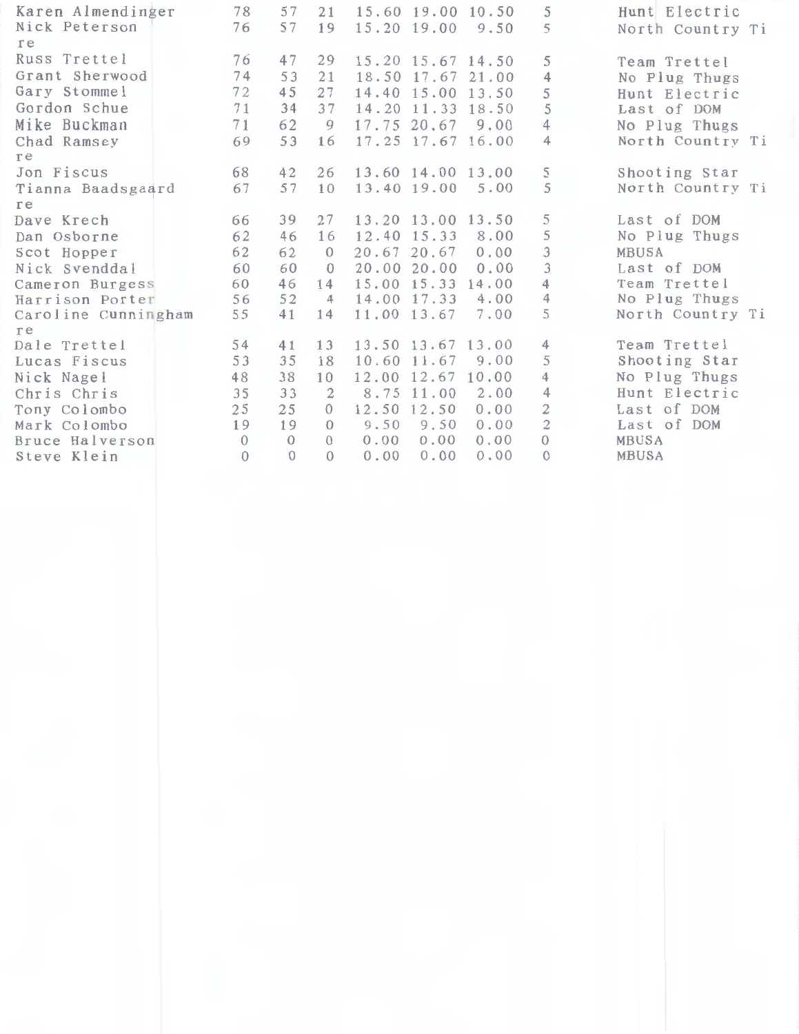| | | | | | | | | |
|---|---|---|---|---|---|---|---|---|
| Karen Almendinger | 78 | 57 | 21 | 15.60 | 19.00 | 10.50 | 5 | Hunt Electric |
| Nick Peterson | 76 | 57 | 19 | 15.20 | 19.00 | 9.50 | 5 | North Country Tire |
| Russ Trettel | 76 | 47 | 29 | 15.20 | 15.67 | 14.50 | 5 | Team Trettel |
| Grant Sherwood | 74 | 53 | 21 | 18.50 | 17.67 | 21.00 | 4 | No Plug Thugs |
| Gary Stommel | 72 | 45 | 27 | 14.40 | 15.00 | 13.50 | 5 | Hunt Electric |
| Gordon Schue | 71 | 34 | 37 | 14.20 | 11.33 | 18.50 | 5 | Last of DOM |
| Mike Buckman | 71 | 62 | 9 | 17.75 | 20.67 | 9.00 | 4 | No Plug Thugs |
| Chad Ramsey | 69 | 53 | 16 | 17.25 | 17.67 | 16.00 | 4 | North Country Tire |
| Jon Fiscus | 68 | 42 | 26 | 13.60 | 14.00 | 13.00 | 5 | Shooting Star |
| Tianna Baadsgaard | 67 | 57 | 10 | 13.40 | 19.00 | 5.00 | 5 | North Country Tire |
| Dave Krech | 66 | 39 | 27 | 13.20 | 13.00 | 13.50 | 5 | Last of DOM |
| Dan Osborne | 62 | 46 | 16 | 12.40 | 15.33 | 8.00 | 5 | No Plug Thugs |
| Scot Hopper | 62 | 62 | 0 | 20.67 | 20.67 | 0.00 | 3 | MBUSA |
| Nick Svenddal | 60 | 60 | 0 | 20.00 | 20.00 | 0.00 | 3 | Last of DOM |
| Cameron Burgess | 60 | 46 | 14 | 15.00 | 15.33 | 14.00 | 4 | Team Trettel |
| Harrison Porter | 56 | 52 | 4 | 14.00 | 17.33 | 4.00 | 4 | No Plug Thugs |
| Caroline Cunningham | 55 | 41 | 14 | 11.00 | 13.67 | 7.00 | 5 | North Country Tire |
| Dale Trettel | 54 | 41 | 13 | 13.50 | 13.67 | 13.00 | 4 | Team Trettel |
| Lucas Fiscus | 53 | 35 | 18 | 10.60 | 11.67 | 9.00 | 5 | Shooting Star |
| Nick Nagel | 48 | 38 | 10 | 12.00 | 12.67 | 10.00 | 4 | No Plug Thugs |
| Chris Chris | 35 | 33 | 2 | 8.75 | 11.00 | 2.00 | 4 | Hunt Electric |
| Tony Colombo | 25 | 25 | 0 | 12.50 | 12.50 | 0.00 | 2 | Last of DOM |
| Mark Colombo | 19 | 19 | 0 | 9.50 | 9.50 | 0.00 | 2 | Last of DOM |
| Bruce Halverson | 0 | 0 | 0 | 0.00 | 0.00 | 0.00 | 0 | MBUSA |
| Steve Klein | 0 | 0 | 0 | 0.00 | 0.00 | 0.00 | 0 | MBUSA |